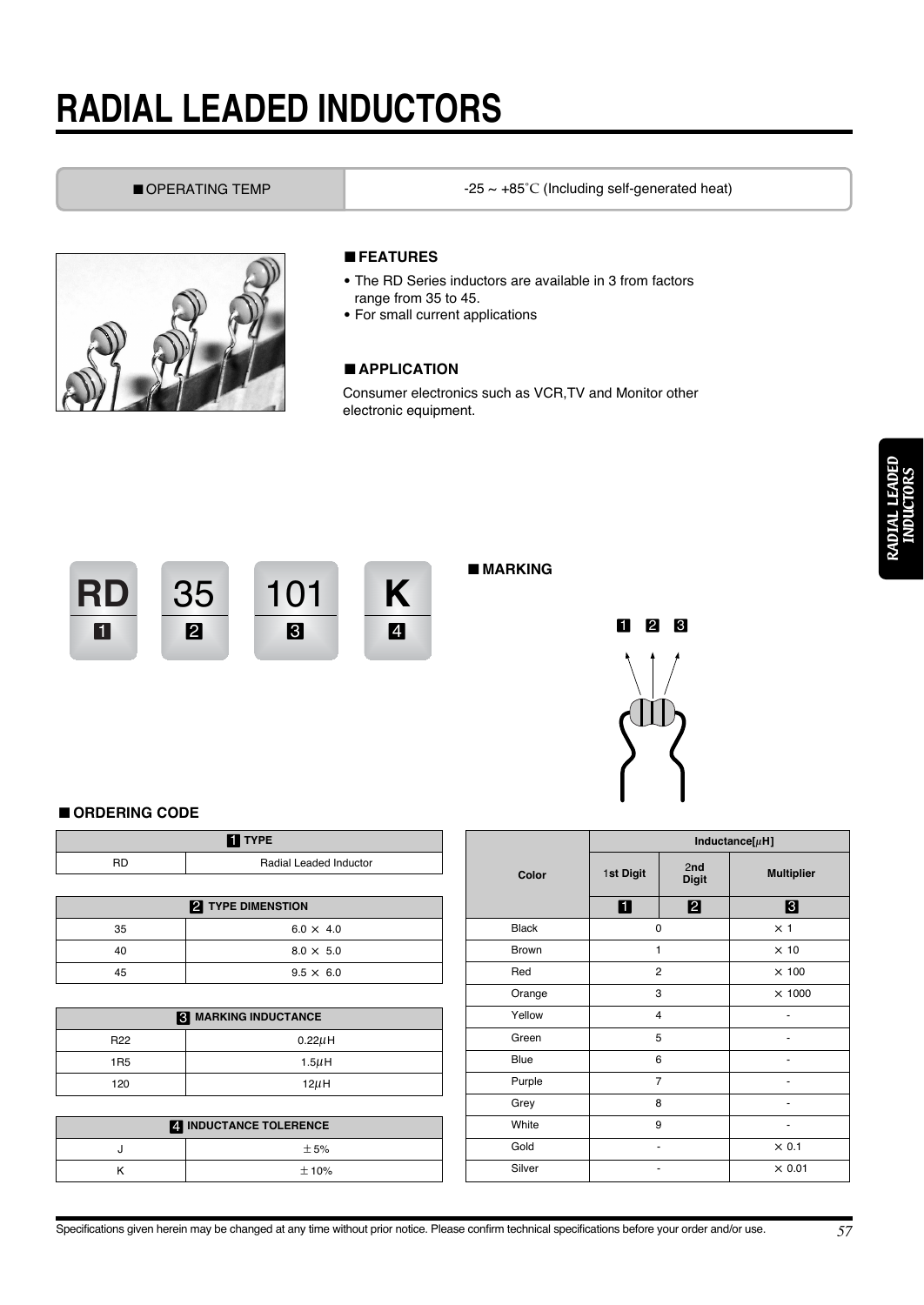// RADIAL LEADED INDUCTORS

| ■ OPERATING TEMP | -25 ~ +85℃ (Including self-generated heat) |
|---|---|

## ■ FEATURES

- The RD Series inductors are available in 3 from factors range from 35 to 45.
- For small current applications

## ■ APPLICATION

Consumer electronics such as VCR,TV and Monitor other electronic equipment.

| RD | 35 | 101 | K |
|---|---|---|---|
| 1 | 2 | 3 | 4 |

## ■ MARKING

1 2 3

## ■ ORDERING CODE

| 1 TYPE | |
|---|---|
| RD | Radial Leaded Inductor |

| 2 TYPE DIMENSTION | |
|---|---|
| 35 | 6.0 × 4.0 |
| 40 | 8.0 × 5.0 |
| 45 | 9.5 × 6.0 |

| 3 MARKING INDUCTANCE | |
|---|---|
| R22 | 0.22μH |
| 1R5 | 1.5μH |
| 120 | 12μH |

| 4 INDUCTANCE TOLERENCE | |
|---|---|
| J | ±5% |
| K | ±10% |

| Color | Inductance[μH] | | |
|---|---|---|---|
| | 1st Digit | 2nd Digit | Multiplier |
| | 1 | 2 | 3 |
| Black | 0 | | ×1 |
| Brown | 1 | | ×10 |
| Red | 2 | | ×100 |
| Orange | 3 | | ×1000 |
| Yellow | 4 | | - |
| Green | 5 | | - |
| Blue | 6 | | - |
| Purple | 7 | | - |
| Grey | 8 | | - |
| White | 9 | | - |
| Gold | - | | ×0.1 |
| Silver | - | | ×0.01 |

Specifications given herein may be changed at any time without prior notice. Please confirm technical specifications before your order and/or use.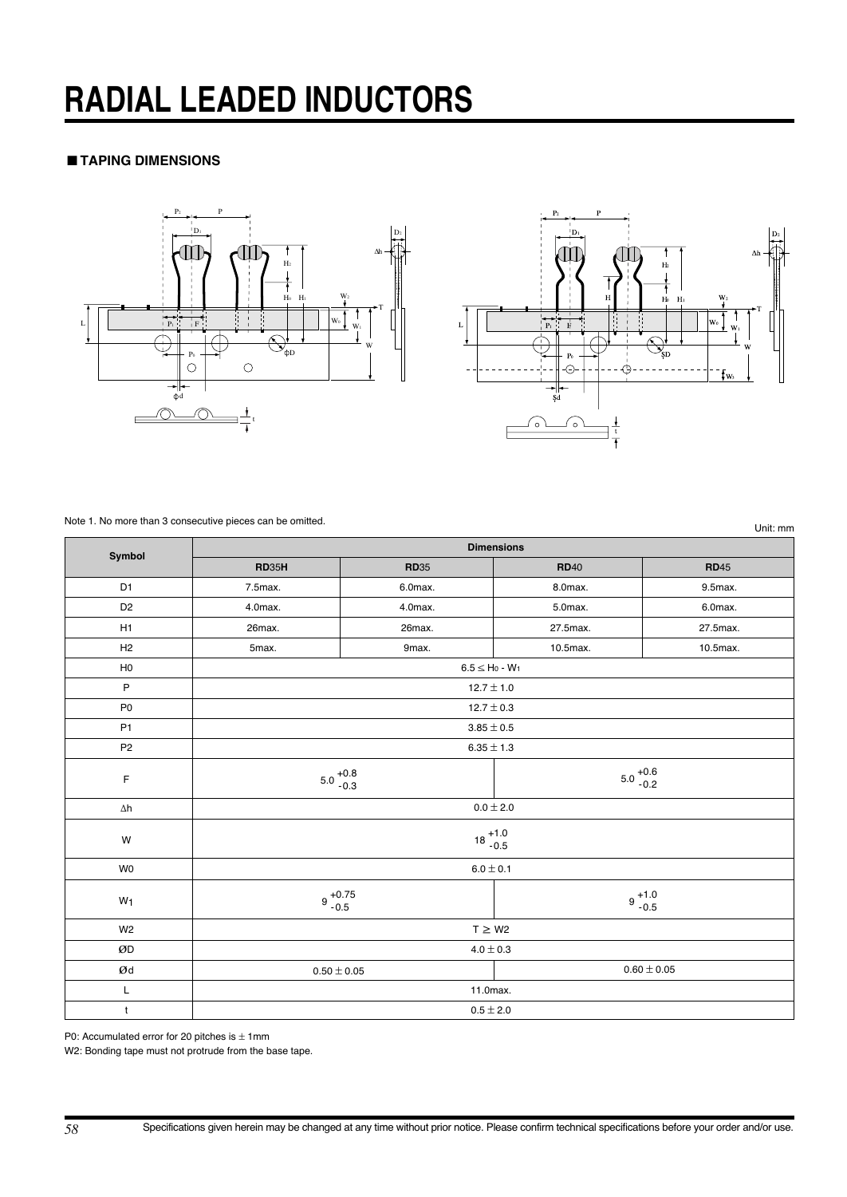# RADIAL LEADED INDUCTORS

## ■ TAPING DIMENSIONS

Note 1. No more than 3 consecutive pieces can be omitted.

Unit: mm

| Symbol | Dimensions | | | |
|---|---|---|---|---|
| | **RD35H** | **RD35** | **RD40** | **RD45** |
| D1 | 7.5max. | 6.0max. | 8.0max. | 9.5max. |
| D2 | 4.0max. | 4.0max. | 5.0max. | 6.0max. |
| H1 | 26max. | 26max. | 27.5max. | 27.5max. |
| H2 | 5max. | 9max. | 10.5max. | 10.5max. |
| H0 | $6.5 \leq H_0 - W_1$ | | | |
| P | $12.7 \pm 1.0$ | | | |
| P0 | $12.7 \pm 0.3$ | | | |
| P1 | $3.85 \pm 0.5$ | | | |
| P2 | $6.35 \pm 1.3$ | | | |
| F | $5.0^{+0.8}_{-0.3}$ | | $5.0^{+0.6}_{-0.2}$ | |
| Δh | $0.0 \pm 2.0$ | | | |
| W | $18^{+1.0}_{-0.5}$ | | | |
| W0 | $6.0 \pm 0.1$ | | | |
| $W_1$ | $9^{+0.75}_{-0.5}$ | | $9^{+1.0}_{-0.5}$ | |
| W2 | $T \geq W2$ | | | |
| ØD | $4.0 \pm 0.3$ | | | |
| Ød | $0.50 \pm 0.05$ | | $0.60 \pm 0.05$ | |
| L | 11.0max. | | | |
| t | $0.5 \pm 2.0$ | | | |

P0: Accumulated error for 20 pitches is ± 1mm

W2: Bonding tape must not protrude from the base tape.

Specifications given herein may be changed at any time without prior notice. Please confirm technical specifications before your order and/or use.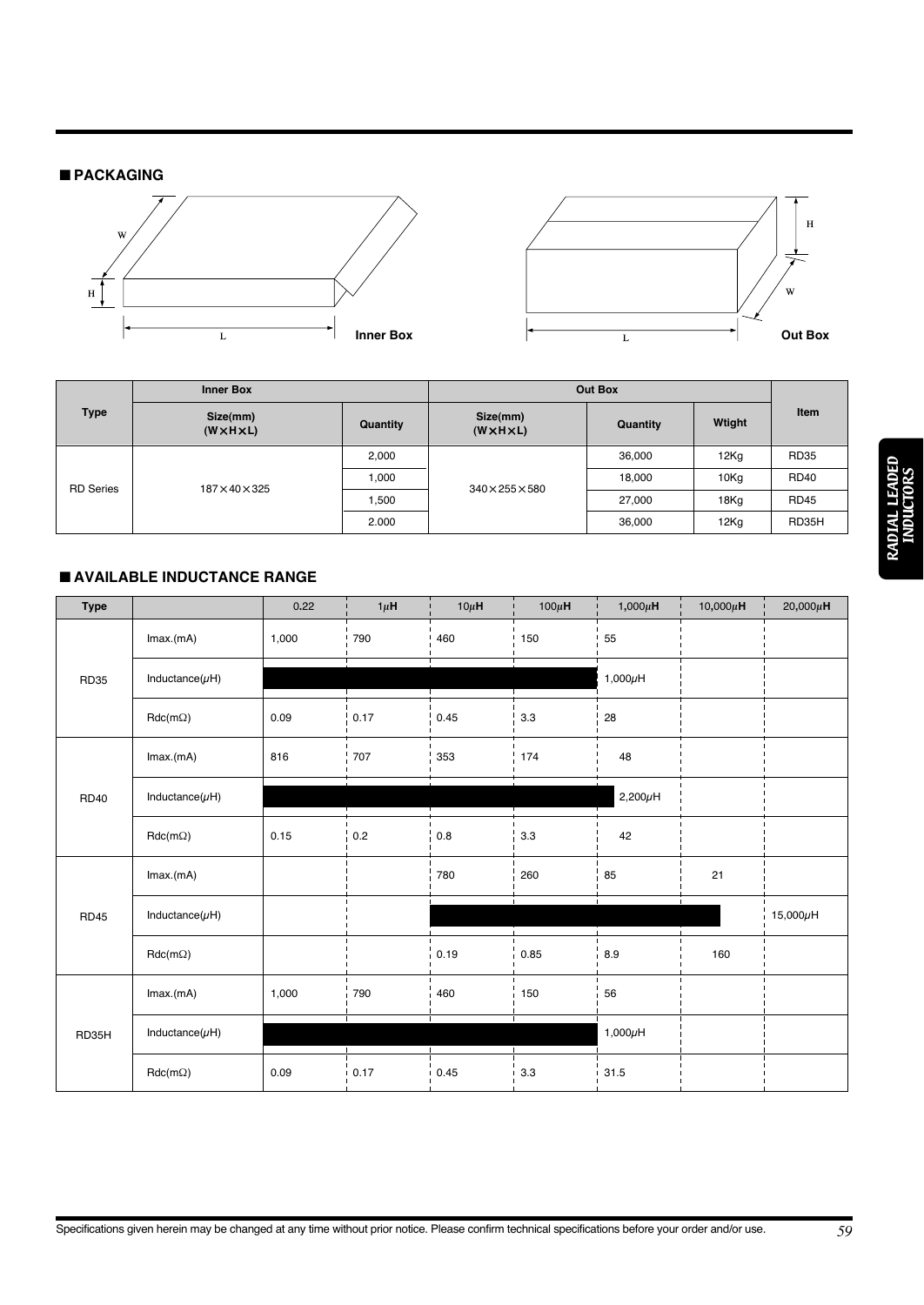## ■ PACKAGING

Inner Box

Out Box

| Type | Inner Box | | Out Box | | | Item |
|---|---|---|---|---|---|---|
| | Size(mm) (W×H×L) | Quantity | Size(mm) (W×H×L) | Quantity | Wtight | |
| RD Series | 187×40×325 | 2,000 | 340×255×580 | 36,000 | 12Kg | RD35 |
| | | 1,000 | | 18,000 | 10Kg | RD40 |
| | | 1,500 | | 27,000 | 18Kg | RD45 |
| | | 2.000 | | 36,000 | 12Kg | RD35H |

## ■ AVAILABLE INDUCTANCE RANGE

| Type | | 0.22 | 1μH | 10μH | 100μH | 1,000μH | 10,000μH | 20,000μH |
|---|---|---|---|---|---|---|---|---|
| RD35 | Imax.(mA) | 1,000 | 790 | 460 | 150 | 55 | | |
| | Inductance(μH) | | | | | 1,000μH | | |
| | Rdc(mΩ) | 0.09 | 0.17 | 0.45 | 3.3 | 28 | | |
| RD40 | Imax.(mA) | 816 | 707 | 353 | 174 | 48 | | |
| | Inductance(μH) | | | | | 2,200μH | | |
| | Rdc(mΩ) | 0.15 | 0.2 | 0.8 | 3.3 | 42 | | |
| RD45 | Imax.(mA) | | | 780 | 260 | 85 | 21 | |
| | Inductance(μH) | | | | | | | 15,000μH |
| | Rdc(mΩ) | | | 0.19 | 0.85 | 8.9 | 160 | |
| RD35H | Imax.(mA) | 1,000 | 790 | 460 | 150 | 56 | | |
| | Inductance(μH) | | | | | 1,000μH | | |
| | Rdc(mΩ) | 0.09 | 0.17 | 0.45 | 3.3 | 31.5 | | |

Specifications given herein may be changed at any time without prior notice. Please confirm technical specifications before your order and/or use.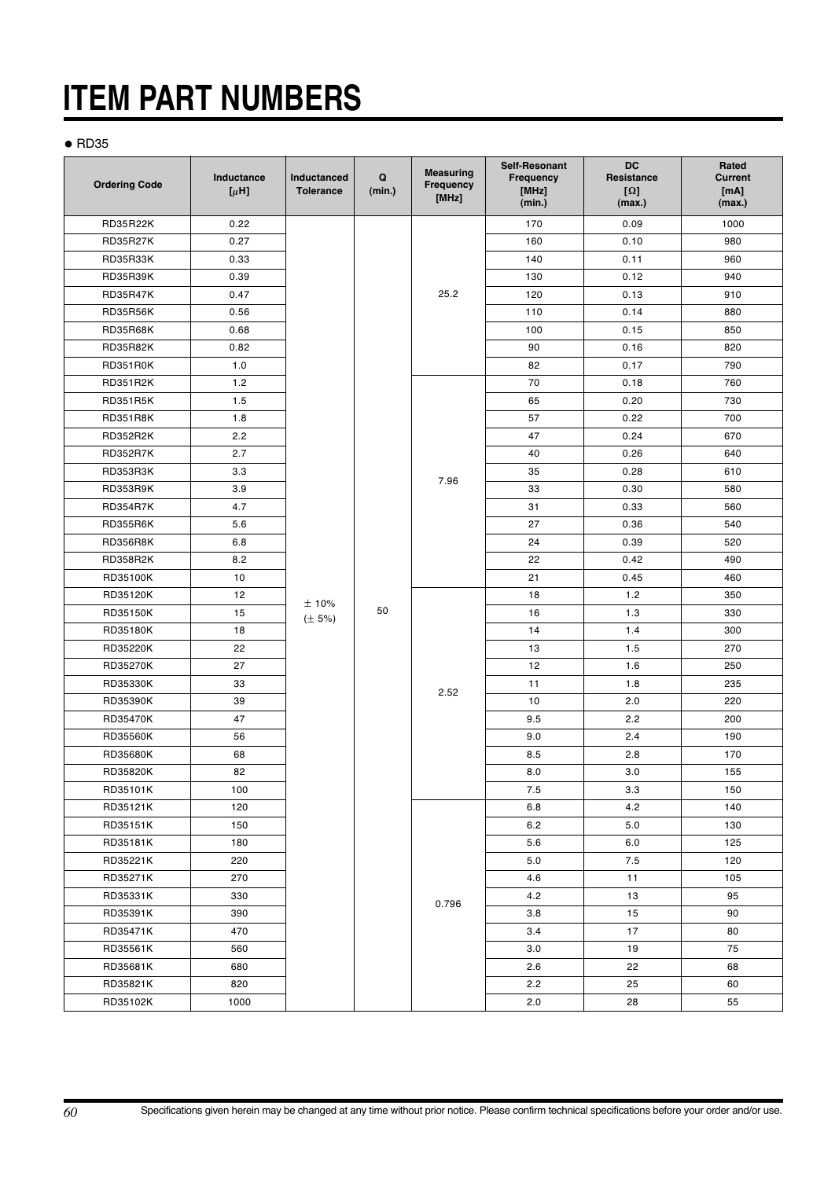# ITEM PART NUMBERS

● RD35

| Ordering Code | Inductance [μH] | Inductanced Tolerance | Q (min.) | Measuring Frequency [MHz] | Self-Resonant Frequency [MHz] (min.) | DC Resistance [Ω] (max.) | Rated Current [mA] (max.) |
|---|---|---|---|---|---|---|---|
| RD35R22K | 0.22 | ± 10% (± 5%) | 50 | 25.2 | 170 | 0.09 | 1000 |
| RD35R27K | 0.27 | | | | 160 | 0.10 | 980 |
| RD35R33K | 0.33 | | | | 140 | 0.11 | 960 |
| RD35R39K | 0.39 | | | | 130 | 0.12 | 940 |
| RD35R47K | 0.47 | | | | 120 | 0.13 | 910 |
| RD35R56K | 0.56 | | | | 110 | 0.14 | 880 |
| RD35R68K | 0.68 | | | | 100 | 0.15 | 850 |
| RD35R82K | 0.82 | | | | 90 | 0.16 | 820 |
| RD351R0K | 1.0 | | | | 82 | 0.17 | 790 |
| RD351R2K | 1.2 | | | 7.96 | 70 | 0.18 | 760 |
| RD351R5K | 1.5 | | | | 65 | 0.20 | 730 |
| RD351R8K | 1.8 | | | | 57 | 0.22 | 700 |
| RD352R2K | 2.2 | | | | 47 | 0.24 | 670 |
| RD352R7K | 2.7 | | | | 40 | 0.26 | 640 |
| RD353R3K | 3.3 | | | | 35 | 0.28 | 610 |
| RD353R9K | 3.9 | | | | 33 | 0.30 | 580 |
| RD354R7K | 4.7 | | | | 31 | 0.33 | 560 |
| RD355R6K | 5.6 | | | | 27 | 0.36 | 540 |
| RD356R8K | 6.8 | | | | 24 | 0.39 | 520 |
| RD358R2K | 8.2 | | | | 22 | 0.42 | 490 |
| RD35100K | 10 | | | | 21 | 0.45 | 460 |
| RD35120K | 12 | | | 2.52 | 18 | 1.2 | 350 |
| RD35150K | 15 | | | | 16 | 1.3 | 330 |
| RD35180K | 18 | | | | 14 | 1.4 | 300 |
| RD35220K | 22 | | | | 13 | 1.5 | 270 |
| RD35270K | 27 | | | | 12 | 1.6 | 250 |
| RD35330K | 33 | | | | 11 | 1.8 | 235 |
| RD35390K | 39 | | | | 10 | 2.0 | 220 |
| RD35470K | 47 | | | | 9.5 | 2.2 | 200 |
| RD35560K | 56 | | | | 9.0 | 2.4 | 190 |
| RD35680K | 68 | | | | 8.5 | 2.8 | 170 |
| RD35820K | 82 | | | | 8.0 | 3.0 | 155 |
| RD35101K | 100 | | | | 7.5 | 3.3 | 150 |
| RD35121K | 120 | | | 0.796 | 6.8 | 4.2 | 140 |
| RD35151K | 150 | | | | 6.2 | 5.0 | 130 |
| RD35181K | 180 | | | | 5.6 | 6.0 | 125 |
| RD35221K | 220 | | | | 5.0 | 7.5 | 120 |
| RD35271K | 270 | | | | 4.6 | 11 | 105 |
| RD35331K | 330 | | | | 4.2 | 13 | 95 |
| RD35391K | 390 | | | | 3.8 | 15 | 90 |
| RD35471K | 470 | | | | 3.4 | 17 | 80 |
| RD35561K | 560 | | | | 3.0 | 19 | 75 |
| RD35681K | 680 | | | | 2.6 | 22 | 68 |
| RD35821K | 820 | | | | 2.2 | 25 | 60 |
| RD35102K | 1000 | | | | 2.0 | 28 | 55 |

Specifications given herein may be changed at any time without prior notice. Please confirm technical specifications before your order and/or use.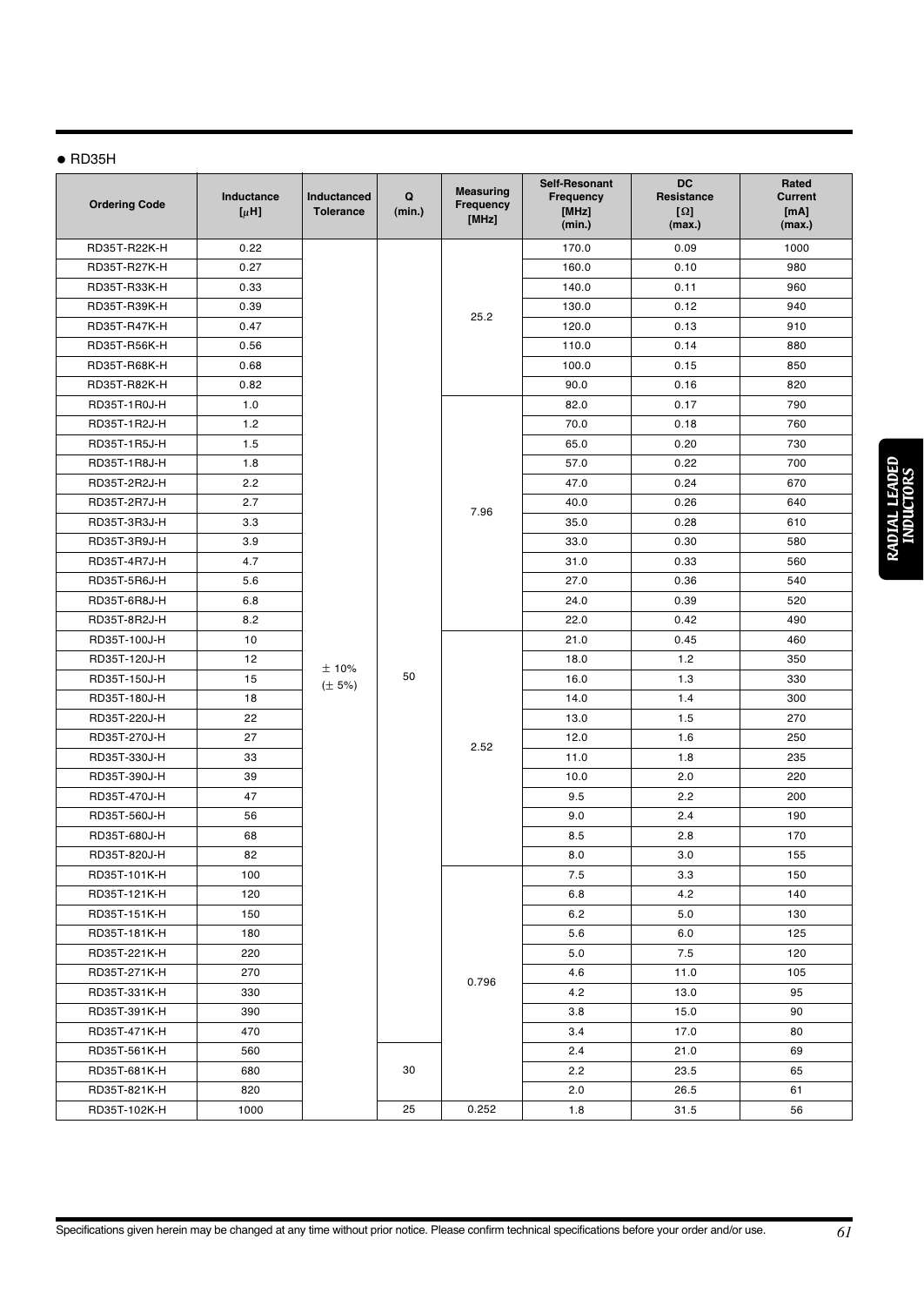● RD35H

| Ordering Code | Inductance [μH] | Inductanced Tolerance | Q (min.) | Measuring Frequency [MHz] | Self-Resonant Frequency [MHz] (min.) | DC Resistance [Ω] (max.) | Rated Current [mA] (max.) |
|---|---|---|---|---|---|---|---|
| RD35T-R22K-H | 0.22 | ± 10% (± 5%) | 50 | 25.2 | 170.0 | 0.09 | 1000 |
| RD35T-R27K-H | 0.27 | | | | 160.0 | 0.10 | 980 |
| RD35T-R33K-H | 0.33 | | | | 140.0 | 0.11 | 960 |
| RD35T-R39K-H | 0.39 | | | | 130.0 | 0.12 | 940 |
| RD35T-R47K-H | 0.47 | | | | 120.0 | 0.13 | 910 |
| RD35T-R56K-H | 0.56 | | | | 110.0 | 0.14 | 880 |
| RD35T-R68K-H | 0.68 | | | | 100.0 | 0.15 | 850 |
| RD35T-R82K-H | 0.82 | | | | 90.0 | 0.16 | 820 |
| RD35T-1R0J-H | 1.0 | | | 7.96 | 82.0 | 0.17 | 790 |
| RD35T-1R2J-H | 1.2 | | | | 70.0 | 0.18 | 760 |
| RD35T-1R5J-H | 1.5 | | | | 65.0 | 0.20 | 730 |
| RD35T-1R8J-H | 1.8 | | | | 57.0 | 0.22 | 700 |
| RD35T-2R2J-H | 2.2 | | | | 47.0 | 0.24 | 670 |
| RD35T-2R7J-H | 2.7 | | | | 40.0 | 0.26 | 640 |
| RD35T-3R3J-H | 3.3 | | | | 35.0 | 0.28 | 610 |
| RD35T-3R9J-H | 3.9 | | | | 33.0 | 0.30 | 580 |
| RD35T-4R7J-H | 4.7 | | | | 31.0 | 0.33 | 560 |
| RD35T-5R6J-H | 5.6 | | | | 27.0 | 0.36 | 540 |
| RD35T-6R8J-H | 6.8 | | | | 24.0 | 0.39 | 520 |
| RD35T-8R2J-H | 8.2 | | | | 22.0 | 0.42 | 490 |
| RD35T-100J-H | 10 | | | 2.52 | 21.0 | 0.45 | 460 |
| RD35T-120J-H | 12 | | | | 18.0 | 1.2 | 350 |
| RD35T-150J-H | 15 | | | | 16.0 | 1.3 | 330 |
| RD35T-180J-H | 18 | | | | 14.0 | 1.4 | 300 |
| RD35T-220J-H | 22 | | | | 13.0 | 1.5 | 270 |
| RD35T-270J-H | 27 | | | | 12.0 | 1.6 | 250 |
| RD35T-330J-H | 33 | | | | 11.0 | 1.8 | 235 |
| RD35T-390J-H | 39 | | | | 10.0 | 2.0 | 220 |
| RD35T-470J-H | 47 | | | | 9.5 | 2.2 | 200 |
| RD35T-560J-H | 56 | | | | 9.0 | 2.4 | 190 |
| RD35T-680J-H | 68 | | | | 8.5 | 2.8 | 170 |
| RD35T-820J-H | 82 | | | | 8.0 | 3.0 | 155 |
| RD35T-101K-H | 100 | | | 0.796 | 7.5 | 3.3 | 150 |
| RD35T-121K-H | 120 | | | | 6.8 | 4.2 | 140 |
| RD35T-151K-H | 150 | | | | 6.2 | 5.0 | 130 |
| RD35T-181K-H | 180 | | | | 5.6 | 6.0 | 125 |
| RD35T-221K-H | 220 | | | | 5.0 | 7.5 | 120 |
| RD35T-271K-H | 270 | | | | 4.6 | 11.0 | 105 |
| RD35T-331K-H | 330 | | | | 4.2 | 13.0 | 95 |
| RD35T-391K-H | 390 | | | | 3.8 | 15.0 | 90 |
| RD35T-471K-H | 470 | | | | 3.4 | 17.0 | 80 |
| RD35T-561K-H | 560 | | 30 | | 2.4 | 21.0 | 69 |
| RD35T-681K-H | 680 | | | | 2.2 | 23.5 | 65 |
| RD35T-821K-H | 820 | | | | 2.0 | 26.5 | 61 |
| RD35T-102K-H | 1000 | | 25 | 0.252 | 1.8 | 31.5 | 56 |

Specifications given herein may be changed at any time without prior notice. Please confirm technical specifications before your order and/or use.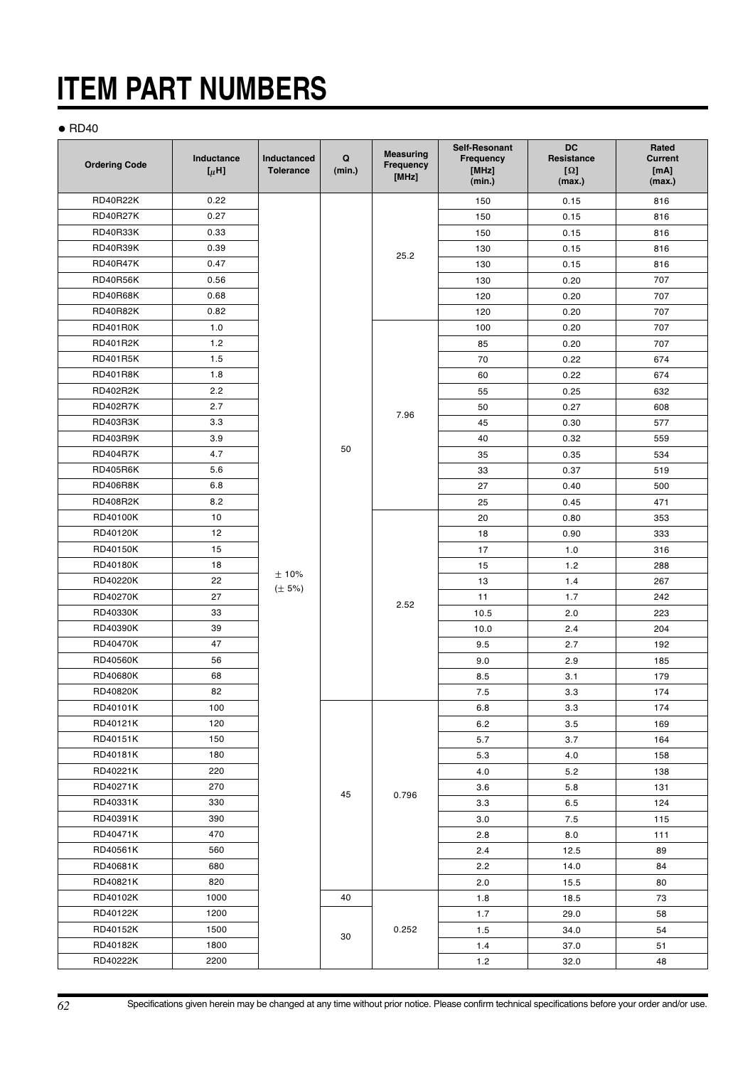# ITEM PART NUMBERS

● RD40

| Ordering Code | Inductance [μH] | Inductanced Tolerance | Q (min.) | Measuring Frequency [MHz] | Self-Resonant Frequency [MHz] (min.) | DC Resistance [Ω] (max.) | Rated Current [mA] (max.) |
|---|---|---|---|---|---|---|---|
| RD40R22K | 0.22 | ± 10% (± 5%) | 50 | 25.2 | 150 | 0.15 | 816 |
| RD40R27K | 0.27 | | | | 150 | 0.15 | 816 |
| RD40R33K | 0.33 | | | | 150 | 0.15 | 816 |
| RD40R39K | 0.39 | | | | 130 | 0.15 | 816 |
| RD40R47K | 0.47 | | | | 130 | 0.15 | 816 |
| RD40R56K | 0.56 | | | | 130 | 0.20 | 707 |
| RD40R68K | 0.68 | | | | 120 | 0.20 | 707 |
| RD40R82K | 0.82 | | | | 120 | 0.20 | 707 |
| RD401R0K | 1.0 | | | 7.96 | 100 | 0.20 | 707 |
| RD401R2K | 1.2 | | | | 85 | 0.20 | 707 |
| RD401R5K | 1.5 | | | | 70 | 0.22 | 674 |
| RD401R8K | 1.8 | | | | 60 | 0.22 | 674 |
| RD402R2K | 2.2 | | | | 55 | 0.25 | 632 |
| RD402R7K | 2.7 | | | | 50 | 0.27 | 608 |
| RD403R3K | 3.3 | | | | 45 | 0.30 | 577 |
| RD403R9K | 3.9 | | | | 40 | 0.32 | 559 |
| RD404R7K | 4.7 | | | | 35 | 0.35 | 534 |
| RD405R6K | 5.6 | | | | 33 | 0.37 | 519 |
| RD406R8K | 6.8 | | | | 27 | 0.40 | 500 |
| RD408R2K | 8.2 | | | | 25 | 0.45 | 471 |
| RD40100K | 10 | | | 2.52 | 20 | 0.80 | 353 |
| RD40120K | 12 | | | | 18 | 0.90 | 333 |
| RD40150K | 15 | | | | 17 | 1.0 | 316 |
| RD40180K | 18 | | | | 15 | 1.2 | 288 |
| RD40220K | 22 | | | | 13 | 1.4 | 267 |
| RD40270K | 27 | | | | 11 | 1.7 | 242 |
| RD40330K | 33 | | | | 10.5 | 2.0 | 223 |
| RD40390K | 39 | | | | 10.0 | 2.4 | 204 |
| RD40470K | 47 | | | | 9.5 | 2.7 | 192 |
| RD40560K | 56 | | | | 9.0 | 2.9 | 185 |
| RD40680K | 68 | | | | 8.5 | 3.1 | 179 |
| RD40820K | 82 | | | | 7.5 | 3.3 | 174 |
| RD40101K | 100 | | 45 | 0.796 | 6.8 | 3.3 | 174 |
| RD40121K | 120 | | | | 6.2 | 3.5 | 169 |
| RD40151K | 150 | | | | 5.7 | 3.7 | 164 |
| RD40181K | 180 | | | | 5.3 | 4.0 | 158 |
| RD40221K | 220 | | | | 4.0 | 5.2 | 138 |
| RD40271K | 270 | | | | 3.6 | 5.8 | 131 |
| RD40331K | 330 | | | | 3.3 | 6.5 | 124 |
| RD40391K | 390 | | | | 3.0 | 7.5 | 115 |
| RD40471K | 470 | | | | 2.8 | 8.0 | 111 |
| RD40561K | 560 | | | | 2.4 | 12.5 | 89 |
| RD40681K | 680 | | | | 2.2 | 14.0 | 84 |
| RD40821K | 820 | | | | 2.0 | 15.5 | 80 |
| RD40102K | 1000 | | 40 | 0.252 | 1.8 | 18.5 | 73 |
| RD40122K | 1200 | | 30 | | 1.7 | 29.0 | 58 |
| RD40152K | 1500 | | | | 1.5 | 34.0 | 54 |
| RD40182K | 1800 | | | | 1.4 | 37.0 | 51 |
| RD40222K | 2200 | | | | 1.2 | 32.0 | 48 |

Specifications given herein may be changed at any time without prior notice. Please confirm technical specifications before your order and/or use.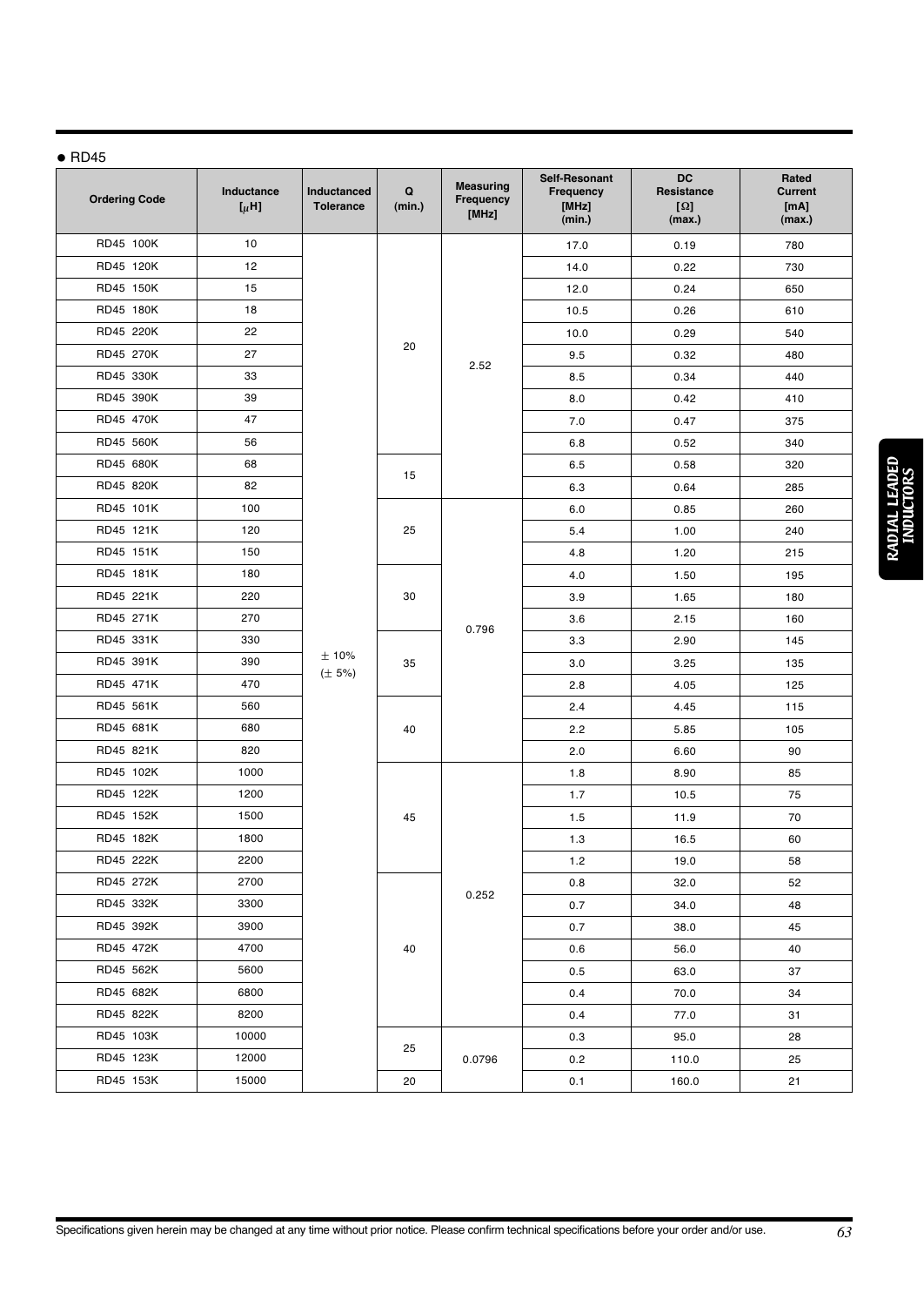● RD45

| Ordering Code | Inductance [μH] | Inductanced Tolerance | Q (min.) | Measuring Frequency [MHz] | Self-Resonant Frequency [MHz] (min.) | DC Resistance [Ω] (max.) | Rated Current [mA] (max.) |
|---|---|---|---|---|---|---|---|
| RD45 100K | 10 | ± 10% (± 5%) | 20 | 2.52 | 17.0 | 0.19 | 780 |
| RD45 120K | 12 | | | | 14.0 | 0.22 | 730 |
| RD45 150K | 15 | | | | 12.0 | 0.24 | 650 |
| RD45 180K | 18 | | | | 10.5 | 0.26 | 610 |
| RD45 220K | 22 | | | | 10.0 | 0.29 | 540 |
| RD45 270K | 27 | | | | 9.5 | 0.32 | 480 |
| RD45 330K | 33 | | | | 8.5 | 0.34 | 440 |
| RD45 390K | 39 | | | | 8.0 | 0.42 | 410 |
| RD45 470K | 47 | | | | 7.0 | 0.47 | 375 |
| RD45 560K | 56 | | | | 6.8 | 0.52 | 340 |
| RD45 680K | 68 | | 15 | | 6.5 | 0.58 | 320 |
| RD45 820K | 82 | | | | 6.3 | 0.64 | 285 |
| RD45 101K | 100 | | 25 | 0.796 | 6.0 | 0.85 | 260 |
| RD45 121K | 120 | | | | 5.4 | 1.00 | 240 |
| RD45 151K | 150 | | | | 4.8 | 1.20 | 215 |
| RD45 181K | 180 | | 30 | | 4.0 | 1.50 | 195 |
| RD45 221K | 220 | | | | 3.9 | 1.65 | 180 |
| RD45 271K | 270 | | | | 3.6 | 2.15 | 160 |
| RD45 331K | 330 | | 35 | | 3.3 | 2.90 | 145 |
| RD45 391K | 390 | | | | 3.0 | 3.25 | 135 |
| RD45 471K | 470 | | | | 2.8 | 4.05 | 125 |
| RD45 561K | 560 | | 40 | | 2.4 | 4.45 | 115 |
| RD45 681K | 680 | | | | 2.2 | 5.85 | 105 |
| RD45 821K | 820 | | | | 2.0 | 6.60 | 90 |
| RD45 102K | 1000 | | 45 | 0.252 | 1.8 | 8.90 | 85 |
| RD45 122K | 1200 | | | | 1.7 | 10.5 | 75 |
| RD45 152K | 1500 | | | | 1.5 | 11.9 | 70 |
| RD45 182K | 1800 | | | | 1.3 | 16.5 | 60 |
| RD45 222K | 2200 | | | | 1.2 | 19.0 | 58 |
| RD45 272K | 2700 | | 40 | | 0.8 | 32.0 | 52 |
| RD45 332K | 3300 | | | | 0.7 | 34.0 | 48 |
| RD45 392K | 3900 | | | | 0.7 | 38.0 | 45 |
| RD45 472K | 4700 | | | | 0.6 | 56.0 | 40 |
| RD45 562K | 5600 | | | | 0.5 | 63.0 | 37 |
| RD45 682K | 6800 | | | | 0.4 | 70.0 | 34 |
| RD45 822K | 8200 | | | | 0.4 | 77.0 | 31 |
| RD45 103K | 10000 | | 25 | 0.0796 | 0.3 | 95.0 | 28 |
| RD45 123K | 12000 | | | | 0.2 | 110.0 | 25 |
| RD45 153K | 15000 | | 20 | | 0.1 | 160.0 | 21 |

RADIAL LEADED INDUCTORS

Specifications given herein may be changed at any time without prior notice. Please confirm technical specifications before your order and/or use.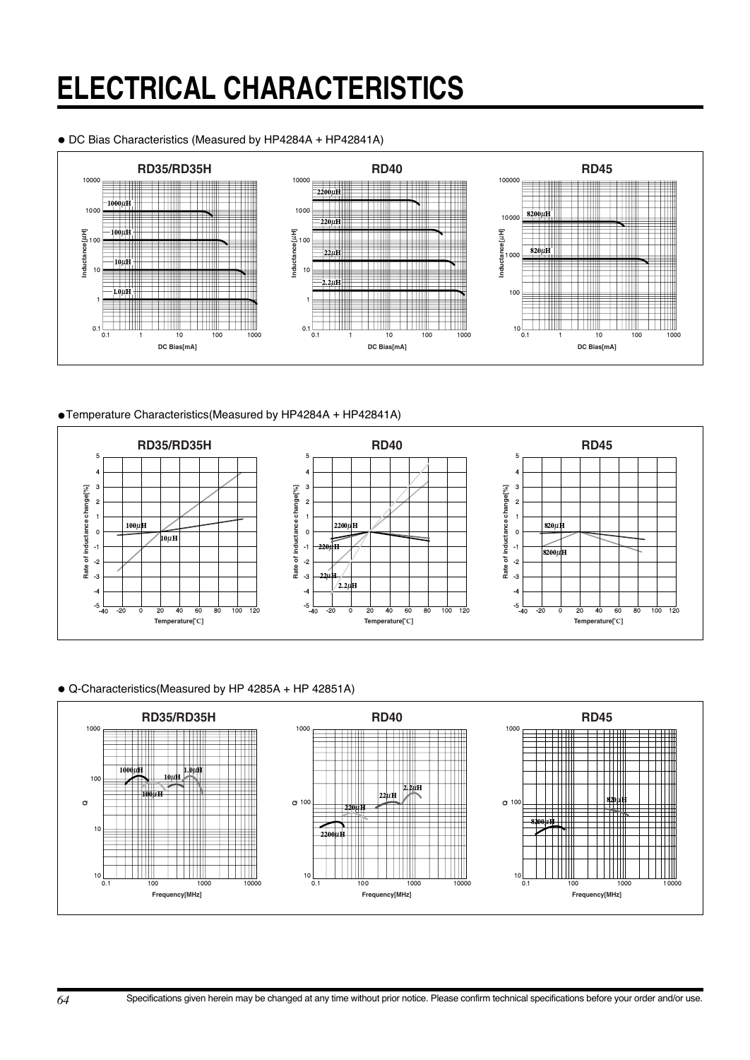# ELECTRICAL CHARACTERISTICS

● DC Bias Characteristics (Measured by HP4284A + HP42841A)

**RD35/RD35H**

Inductance[μH]
10000
1000
100
10
1
0.1
0.1 1 10 100 1000
DC Bias[mA]
1000μH
100μH
10μH
1.0μH

**RD40**

Inductance[μH]
10000
1000
100
10
1
0.1
0.1 1 10 100 1000
DC Bias[mA]
2200μH
220μH
22μH
2.2μH

**RD45**

Inductance[μH]
100000
10000
1000
100
10
0.1 1 10 100 1000
DC Bias[mA]
8200μH
820μH

● Temperature Characteristics(Measured by HP4284A + HP42841A)

**RD35/RD35H**

Rate of inductance change[%]
5 4 3 2 1 0 -1 -2 -3 -4 -5
-40 -20 0 20 40 60 80 100 120
Temperature[℃]
100μH
10μH

**RD40**

Rate of inductance change[%]
5 4 3 2 1 0 -1 -2 -3 -4 -5
-40 -20 0 20 40 60 80 100 120
Temperature[℃]
2200μH
220μH
22μH
2.2μH

**RD45**

Rate of inductance change[%]
5 4 3 2 1 0 -1 -2 -3 -4 -5
-40 -20 0 20 40 60 80 100 120
Temperature[℃]
820μH
8200μH

● Q-Characteristics(Measured by HP 4285A + HP 42851A)

**RD35/RD35H**

Q
1000
100
10
0.1 100 1000 10000
Frequency[MHz]
1000μH
100μH
10μH
1.0μH

**RD40**

Q
1000
100
10
0.1 100 1000 10000
Frequency[MHz]
2200μH
220μH
22μH
2.2μH

**RD45**

Q
1000
100
10
0.1 100 1000 10000
Frequency[MHz]
8200μH
820μH

Specifications given herein may be changed at any time without prior notice. Please confirm technical specifications before your order and/or use.